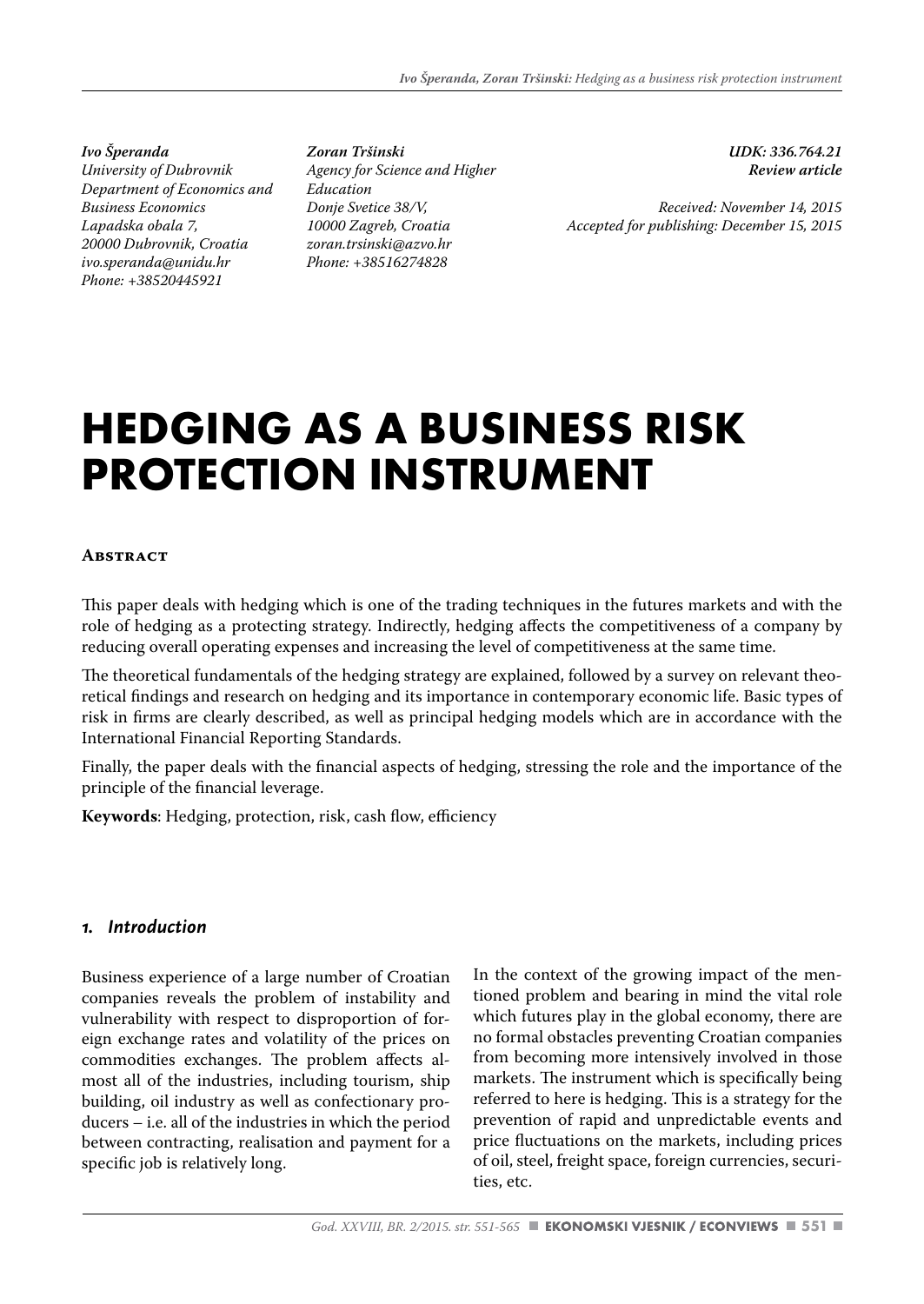*Ivo Šperanda*
*University of Dubrovnik*
*Department of Economics and Business Economics*
*Lapadska obala 7,*
*20000 Dubrovnik, Croatia*
*ivo.speranda@unidu.hr*
*Phone: +38520445921*

*Zoran Tršinski*
*Agency for Science and Higher Education*
*Donje Svetice 38/V,*
*10000 Zagreb, Croatia*
*zoran.trsinski@azvo.hr*
*Phone: +38516274828*

***UDK: 336.764.21***
***Review article***

*Received: November 14, 2015*
*Accepted for publishing: December 15, 2015*

# HEDGING AS A BUSINESS RISK PROTECTION INSTRUMENT

**Abstract**

This paper deals with hedging which is one of the trading techniques in the futures markets and with the role of hedging as a protecting strategy. Indirectly, hedging affects the competitiveness of a company by reducing overall operating expenses and increasing the level of competitiveness at the same time.

The theoretical fundamentals of the hedging strategy are explained, followed by a survey on relevant theoretical findings and research on hedging and its importance in contemporary economic life. Basic types of risk in firms are clearly described, as well as principal hedging models which are in accordance with the International Financial Reporting Standards.

Finally, the paper deals with the financial aspects of hedging, stressing the role and the importance of the principle of the financial leverage.

**Keywords**: Hedging, protection, risk, cash flow, efficiency

## 1. Introduction

Business experience of a large number of Croatian companies reveals the problem of instability and vulnerability with respect to disproportion of foreign exchange rates and volatility of the prices on commodities exchanges. The problem affects almost all of the industries, including tourism, ship building, oil industry as well as confectionary producers – i.e. all of the industries in which the period between contracting, realisation and payment for a specific job is relatively long.

In the context of the growing impact of the mentioned problem and bearing in mind the vital role which futures play in the global economy, there are no formal obstacles preventing Croatian companies from becoming more intensively involved in those markets. The instrument which is specifically being referred to here is hedging. This is a strategy for the prevention of rapid and unpredictable events and price fluctuations on the markets, including prices of oil, steel, freight space, foreign currencies, securities, etc.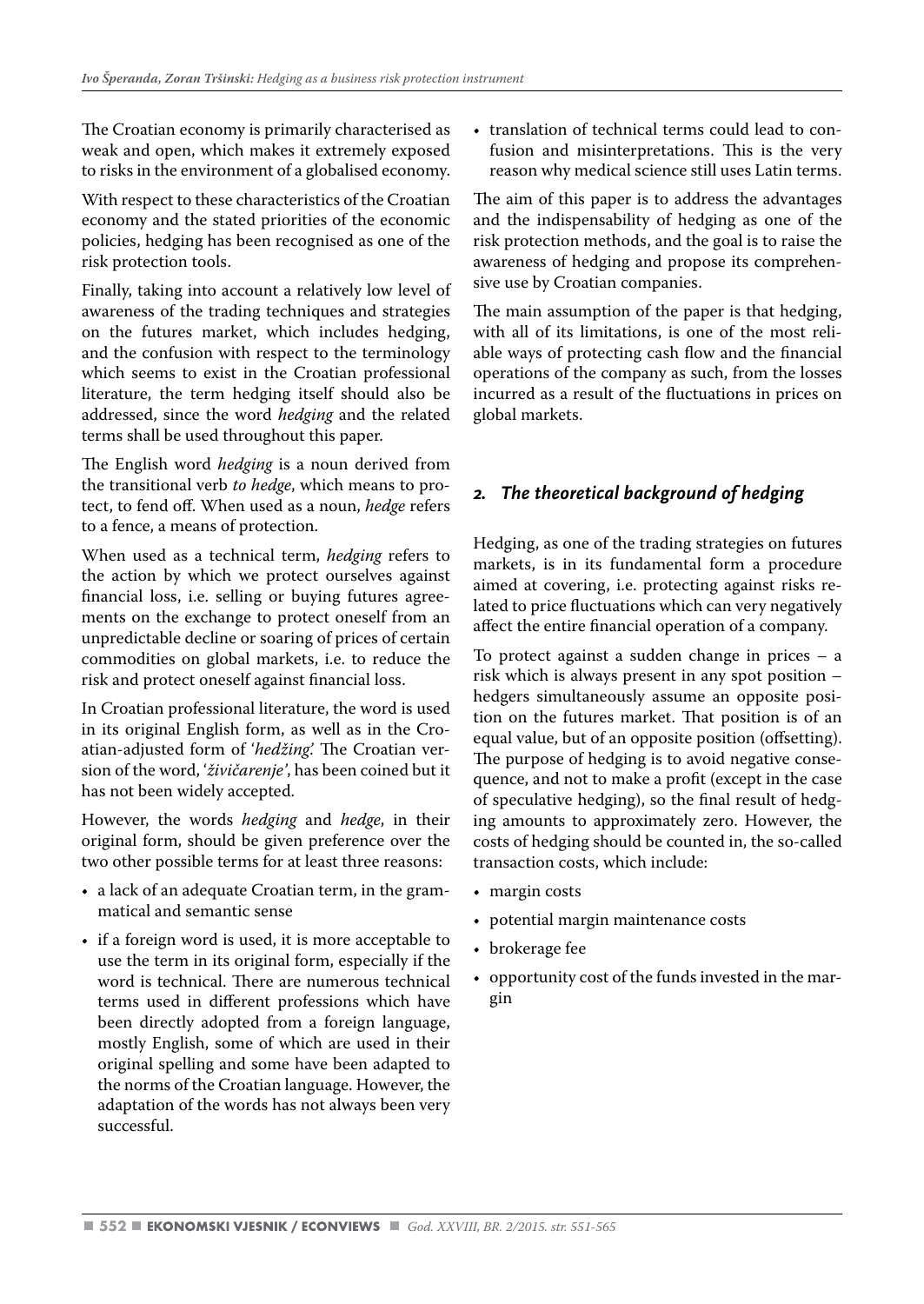The Croatian economy is primarily characterised as weak and open, which makes it extremely exposed to risks in the environment of a globalised economy.

With respect to these characteristics of the Croatian economy and the stated priorities of the economic policies, hedging has been recognised as one of the risk protection tools.

Finally, taking into account a relatively low level of awareness of the trading techniques and strategies on the futures market, which includes hedging, and the confusion with respect to the terminology which seems to exist in the Croatian professional literature, the term hedging itself should also be addressed, since the word *hedging* and the related terms shall be used throughout this paper.

The English word *hedging* is a noun derived from the transitional verb *to hedge*, which means to protect, to fend off. When used as a noun, *hedge* refers to a fence, a means of protection.

When used as a technical term, *hedging* refers to the action by which we protect ourselves against financial loss, i.e. selling or buying futures agreements on the exchange to protect oneself from an unpredictable decline or soaring of prices of certain commodities on global markets, i.e. to reduce the risk and protect oneself against financial loss.

In Croatian professional literature, the word is used in its original English form, as well as in the Croatian-adjusted form of '*hedžing*.' The Croatian version of the word, '*živičarenje*', has been coined but it has not been widely accepted.

However, the words *hedging* and *hedge*, in their original form, should be given preference over the two other possible terms for at least three reasons:

- a lack of an adequate Croatian term, in the grammatical and semantic sense
- if a foreign word is used, it is more acceptable to use the term in its original form, especially if the word is technical. There are numerous technical terms used in different professions which have been directly adopted from a foreign language, mostly English, some of which are used in their original spelling and some have been adapted to the norms of the Croatian language. However, the adaptation of the words has not always been very successful.
- translation of technical terms could lead to confusion and misinterpretations. This is the very reason why medical science still uses Latin terms.

The aim of this paper is to address the advantages and the indispensability of hedging as one of the risk protection methods, and the goal is to raise the awareness of hedging and propose its comprehensive use by Croatian companies.

The main assumption of the paper is that hedging, with all of its limitations, is one of the most reliable ways of protecting cash flow and the financial operations of the company as such, from the losses incurred as a result of the fluctuations in prices on global markets.

## 2. The theoretical background of hedging

Hedging, as one of the trading strategies on futures markets, is in its fundamental form a procedure aimed at covering, i.e. protecting against risks related to price fluctuations which can very negatively affect the entire financial operation of a company.

To protect against a sudden change in prices – a risk which is always present in any spot position – hedgers simultaneously assume an opposite position on the futures market. That position is of an equal value, but of an opposite position (offsetting). The purpose of hedging is to avoid negative consequence, and not to make a profit (except in the case of speculative hedging), so the final result of hedging amounts to approximately zero. However, the costs of hedging should be counted in, the so-called transaction costs, which include:

- margin costs
- potential margin maintenance costs
- brokerage fee
- opportunity cost of the funds invested in the margin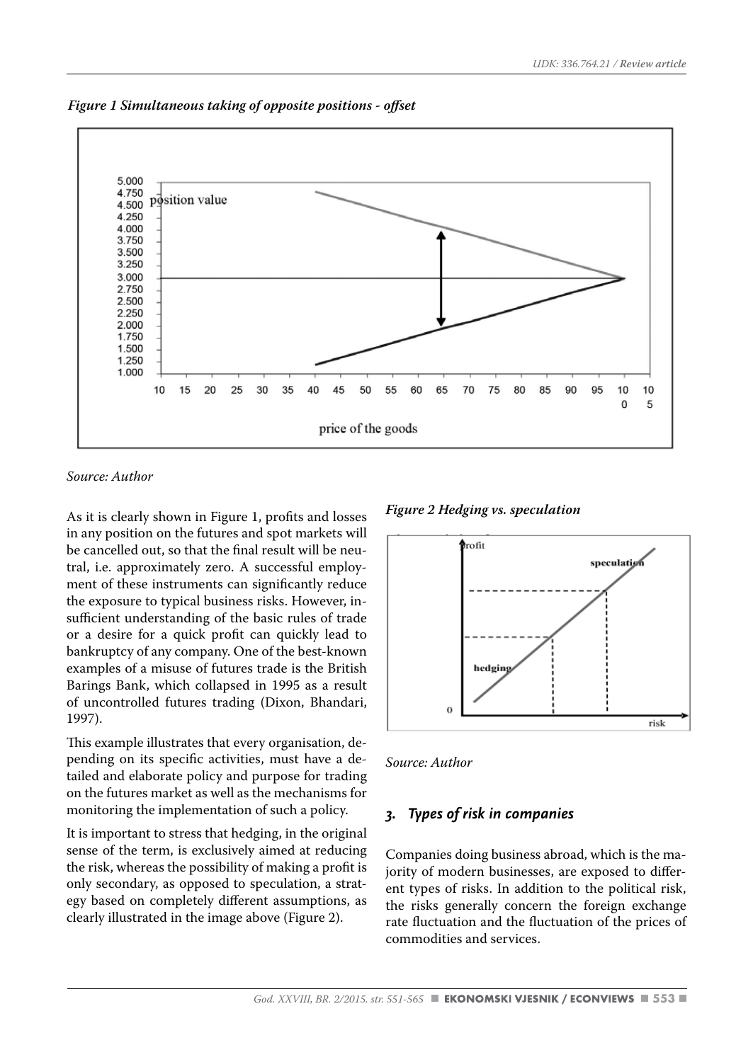*Figure 1 Simultaneous taking of opposite positions - offset*

*Source: Author*

As it is clearly shown in Figure 1, profits and losses in any position on the futures and spot markets will be cancelled out, so that the final result will be neutral, i.e. approximately zero. A successful employment of these instruments can significantly reduce the exposure to typical business risks. However, insufficient understanding of the basic rules of trade or a desire for a quick profit can quickly lead to bankruptcy of any company. One of the best-known examples of a misuse of futures trade is the British Barings Bank, which collapsed in 1995 as a result of uncontrolled futures trading (Dixon, Bhandari, 1997).

This example illustrates that every organisation, depending on its specific activities, must have a detailed and elaborate policy and purpose for trading on the futures market as well as the mechanisms for monitoring the implementation of such a policy.

It is important to stress that hedging, in the original sense of the term, is exclusively aimed at reducing the risk, whereas the possibility of making a profit is only secondary, as opposed to speculation, a strategy based on completely different assumptions, as clearly illustrated in the image above (Figure 2).

*Figure 2 Hedging vs. speculation*

*Source: Author*

## 3. Types of risk in companies

Companies doing business abroad, which is the majority of modern businesses, are exposed to different types of risks. In addition to the political risk, the risks generally concern the foreign exchange rate fluctuation and the fluctuation of the prices of commodities and services.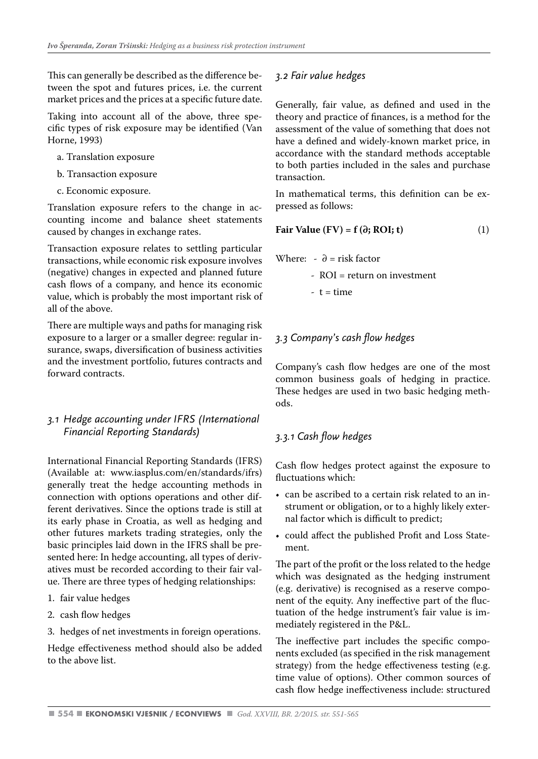This can generally be described as the difference between the spot and futures prices, i.e. the current market prices and the prices at a specific future date.

Taking into account all of the above, three specific types of risk exposure may be identified (Van Horne, 1993)

a. Translation exposure

b. Transaction exposure

c. Economic exposure.

Translation exposure refers to the change in accounting income and balance sheet statements caused by changes in exchange rates.

Transaction exposure relates to settling particular transactions, while economic risk exposure involves (negative) changes in expected and planned future cash flows of a company, and hence its economic value, which is probably the most important risk of all of the above.

There are multiple ways and paths for managing risk exposure to a larger or a smaller degree: regular insurance, swaps, diversification of business activities and the investment portfolio, futures contracts and forward contracts.

### *3.1 Hedge accounting under IFRS (International Financial Reporting Standards)*

International Financial Reporting Standards (IFRS) (Available at: www.iasplus.com/en/standards/ifrs) generally treat the hedge accounting methods in connection with options operations and other different derivatives. Since the options trade is still at its early phase in Croatia, as well as hedging and other futures markets trading strategies, only the basic principles laid down in the IFRS shall be presented here: In hedge accounting, all types of derivatives must be recorded according to their fair value. There are three types of hedging relationships:

1. fair value hedges
2. cash flow hedges
3. hedges of net investments in foreign operations.

Hedge effectiveness method should also be added to the above list.

### *3.2 Fair value hedges*

Generally, fair value, as defined and used in the theory and practice of finances, is a method for the assessment of the value of something that does not have a defined and widely-known market price, in accordance with the standard methods acceptable to both parties included in the sales and purchase transaction.

In mathematical terms, this definition can be expressed as follows:

$$\textbf{Fair Value (FV)} = f(\partial; ROI; t) \qquad (1)$$

Where:
- $\partial$ = risk factor
- ROI = return on investment
- t = time

### *3.3 Company's cash flow hedges*

Company's cash flow hedges are one of the most common business goals of hedging in practice. These hedges are used in two basic hedging methods.

#### *3.3.1 Cash flow hedges*

Cash flow hedges protect against the exposure to fluctuations which:

- can be ascribed to a certain risk related to an instrument or obligation, or to a highly likely external factor which is difficult to predict;
- could affect the published Profit and Loss Statement.

The part of the profit or the loss related to the hedge which was designated as the hedging instrument (e.g. derivative) is recognised as a reserve component of the equity. Any ineffective part of the fluctuation of the hedge instrument's fair value is immediately registered in the P&L.

The ineffective part includes the specific components excluded (as specified in the risk management strategy) from the hedge effectiveness testing (e.g. time value of options). Other common sources of cash flow hedge ineffectiveness include: structured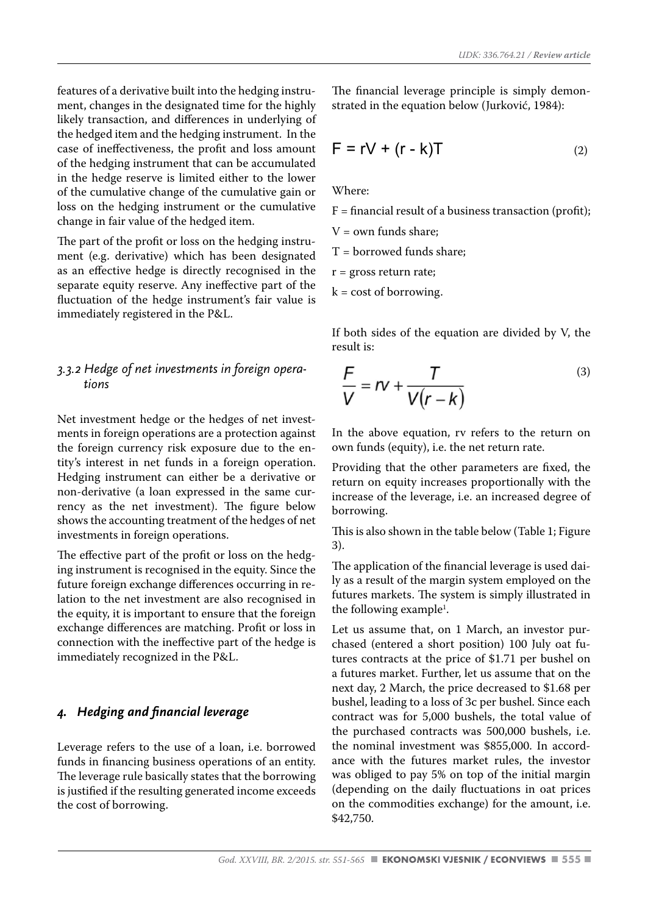features of a derivative built into the hedging instrument, changes in the designated time for the highly likely transaction, and differences in underlying of the hedged item and the hedging instrument. In the case of ineffectiveness, the profit and loss amount of the hedging instrument that can be accumulated in the hedge reserve is limited either to the lower of the cumulative change of the cumulative gain or loss on the hedging instrument or the cumulative change in fair value of the hedged item.

The part of the profit or loss on the hedging instrument (e.g. derivative) which has been designated as an effective hedge is directly recognised in the separate equity reserve. Any ineffective part of the fluctuation of the hedge instrument's fair value is immediately registered in the P&L.

### *3.3.2 Hedge of net investments in foreign operations*

Net investment hedge or the hedges of net investments in foreign operations are a protection against the foreign currency risk exposure due to the entity's interest in net funds in a foreign operation. Hedging instrument can either be a derivative or non-derivative (a loan expressed in the same currency as the net investment). The figure below shows the accounting treatment of the hedges of net investments in foreign operations.

The effective part of the profit or loss on the hedging instrument is recognised in the equity. Since the future foreign exchange differences occurring in relation to the net investment are also recognised in the equity, it is important to ensure that the foreign exchange differences are matching. Profit or loss in connection with the ineffective part of the hedge is immediately recognized in the P&L.

## *4. Hedging and financial leverage*

Leverage refers to the use of a loan, i.e. borrowed funds in financing business operations of an entity. The leverage rule basically states that the borrowing is justified if the resulting generated income exceeds the cost of borrowing.

The financial leverage principle is simply demonstrated in the equation below (Jurković, 1984):

$$F = rV + (r - k)T \tag{2}$$

Where:

F = financial result of a business transaction (profit);

V = own funds share;

T = borrowed funds share;

r = gross return rate;

k = cost of borrowing.

If both sides of the equation are divided by V, the result is:

$$\frac{F}{V} = rv + \frac{T}{V(r-k)} \tag{3}$$

In the above equation, rv refers to the return on own funds (equity), i.e. the net return rate.

Providing that the other parameters are fixed, the return on equity increases proportionally with the increase of the leverage, i.e. an increased degree of borrowing.

This is also shown in the table below (Table 1; Figure 3).

The application of the financial leverage is used daily as a result of the margin system employed on the futures markets. The system is simply illustrated in the following example[1].

Let us assume that, on 1 March, an investor purchased (entered a short position) 100 July oat futures contracts at the price of $1.71 per bushel on a futures market. Further, let us assume that on the next day, 2 March, the price decreased to $1.68 per bushel, leading to a loss of 3c per bushel. Since each contract was for 5,000 bushels, the total value of the purchased contracts was 500,000 bushels, i.e. the nominal investment was $855,000. In accordance with the futures market rules, the investor was obliged to pay 5% on top of the initial margin (depending on the daily fluctuations in oat prices on the commodities exchange) for the amount, i.e. $42,750.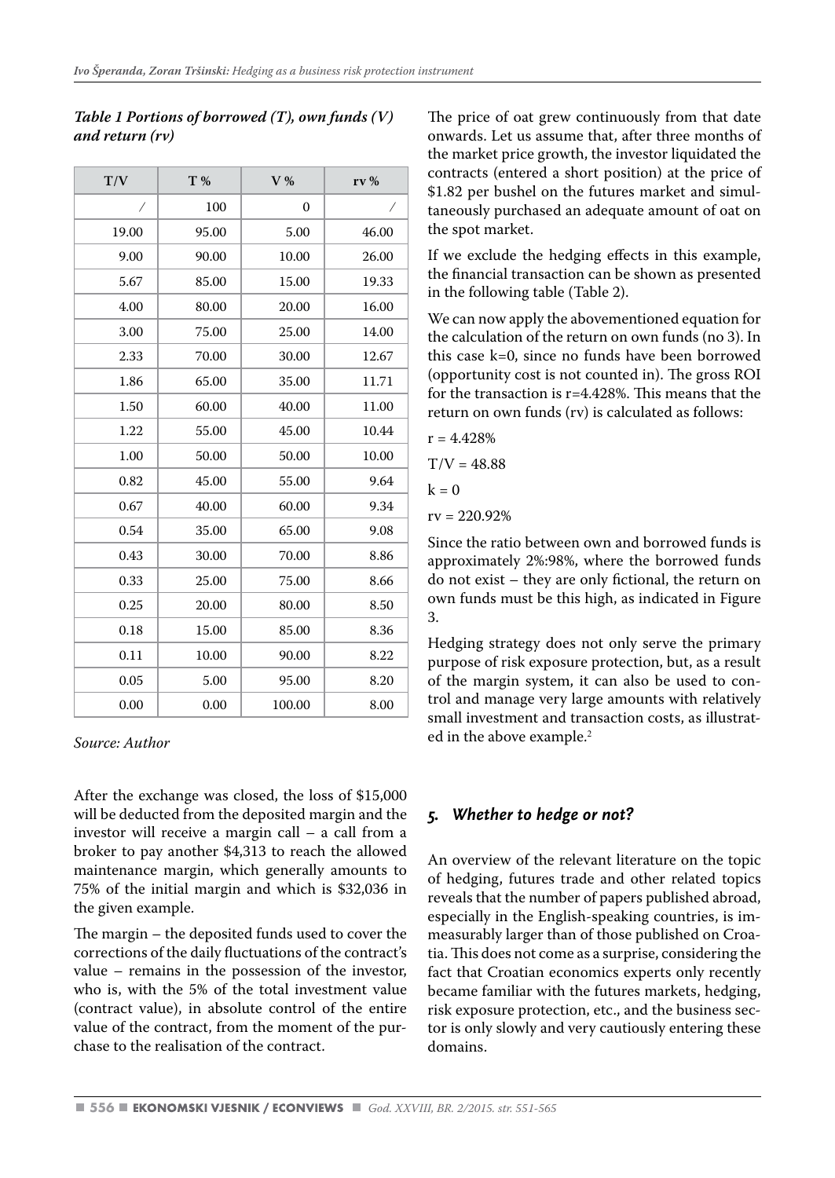*Table 1 Portions of borrowed (T), own funds (V) and return (rv)*

| T/V | T % | V % | rv % |
|---|---|---|---|
| / | 100 | 0 | / |
| 19.00 | 95.00 | 5.00 | 46.00 |
| 9.00 | 90.00 | 10.00 | 26.00 |
| 5.67 | 85.00 | 15.00 | 19.33 |
| 4.00 | 80.00 | 20.00 | 16.00 |
| 3.00 | 75.00 | 25.00 | 14.00 |
| 2.33 | 70.00 | 30.00 | 12.67 |
| 1.86 | 65.00 | 35.00 | 11.71 |
| 1.50 | 60.00 | 40.00 | 11.00 |
| 1.22 | 55.00 | 45.00 | 10.44 |
| 1.00 | 50.00 | 50.00 | 10.00 |
| 0.82 | 45.00 | 55.00 | 9.64 |
| 0.67 | 40.00 | 60.00 | 9.34 |
| 0.54 | 35.00 | 65.00 | 9.08 |
| 0.43 | 30.00 | 70.00 | 8.86 |
| 0.33 | 25.00 | 75.00 | 8.66 |
| 0.25 | 20.00 | 80.00 | 8.50 |
| 0.18 | 15.00 | 85.00 | 8.36 |
| 0.11 | 10.00 | 90.00 | 8.22 |
| 0.05 | 5.00 | 95.00 | 8.20 |
| 0.00 | 0.00 | 100.00 | 8.00 |

*Source: Author*

After the exchange was closed, the loss of $15,000 will be deducted from the deposited margin and the investor will receive a margin call – a call from a broker to pay another $4,313 to reach the allowed maintenance margin, which generally amounts to 75% of the initial margin and which is $32,036 in the given example.

The margin – the deposited funds used to cover the corrections of the daily fluctuations of the contract's value – remains in the possession of the investor, who is, with the 5% of the total investment value (contract value), in absolute control of the entire value of the contract, from the moment of the purchase to the realisation of the contract.

The price of oat grew continuously from that date onwards. Let us assume that, after three months of the market price growth, the investor liquidated the contracts (entered a short position) at the price of $1.82 per bushel on the futures market and simultaneously purchased an adequate amount of oat on the spot market.

If we exclude the hedging effects in this example, the financial transaction can be shown as presented in the following table (Table 2).

We can now apply the abovementioned equation for the calculation of the return on own funds (no 3). In this case k=0, since no funds have been borrowed (opportunity cost is not counted in). The gross ROI for the transaction is r=4.428%. This means that the return on own funds (rv) is calculated as follows:

$r = 4.428\%$

$T/V = 48.88$

$k = 0$

$rv = 220.92\%$

Since the ratio between own and borrowed funds is approximately 2%:98%, where the borrowed funds do not exist – they are only fictional, the return on own funds must be this high, as indicated in Figure 3.

Hedging strategy does not only serve the primary purpose of risk exposure protection, but, as a result of the margin system, it can also be used to control and manage very large amounts with relatively small investment and transaction costs, as illustrated in the above example.[2]

## 5. Whether to hedge or not?

An overview of the relevant literature on the topic of hedging, futures trade and other related topics reveals that the number of papers published abroad, especially in the English-speaking countries, is immeasurably larger than of those published on Croatia. This does not come as a surprise, considering the fact that Croatian economics experts only recently became familiar with the futures markets, hedging, risk exposure protection, etc., and the business sector is only slowly and very cautiously entering these domains.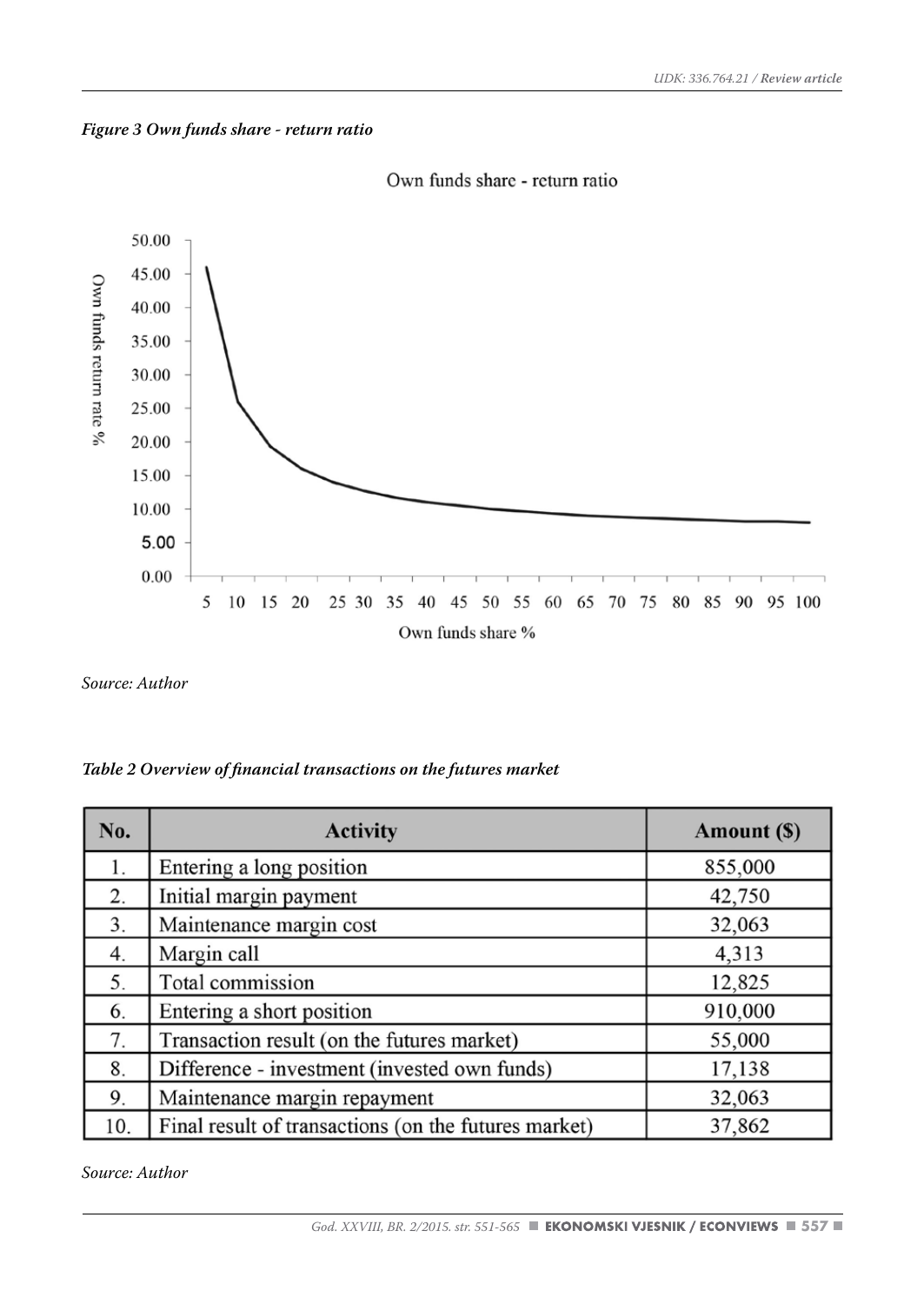*Figure 3 Own funds share - return ratio*

*Source: Author*

*Table 2 Overview of financial transactions on the futures market*

| No. | Activity | Amount ($) |
|---|---|---|
| 1. | Entering a long position | 855,000 |
| 2. | Initial margin payment | 42,750 |
| 3. | Maintenance margin cost | 32,063 |
| 4. | Margin call | 4,313 |
| 5. | Total commission | 12,825 |
| 6. | Entering a short position | 910,000 |
| 7. | Transaction result (on the futures market) | 55,000 |
| 8. | Difference - investment (invested own funds) | 17,138 |
| 9. | Maintenance margin repayment | 32,063 |
| 10. | Final result of transactions (on the futures market) | 37,862 |

*Source: Author*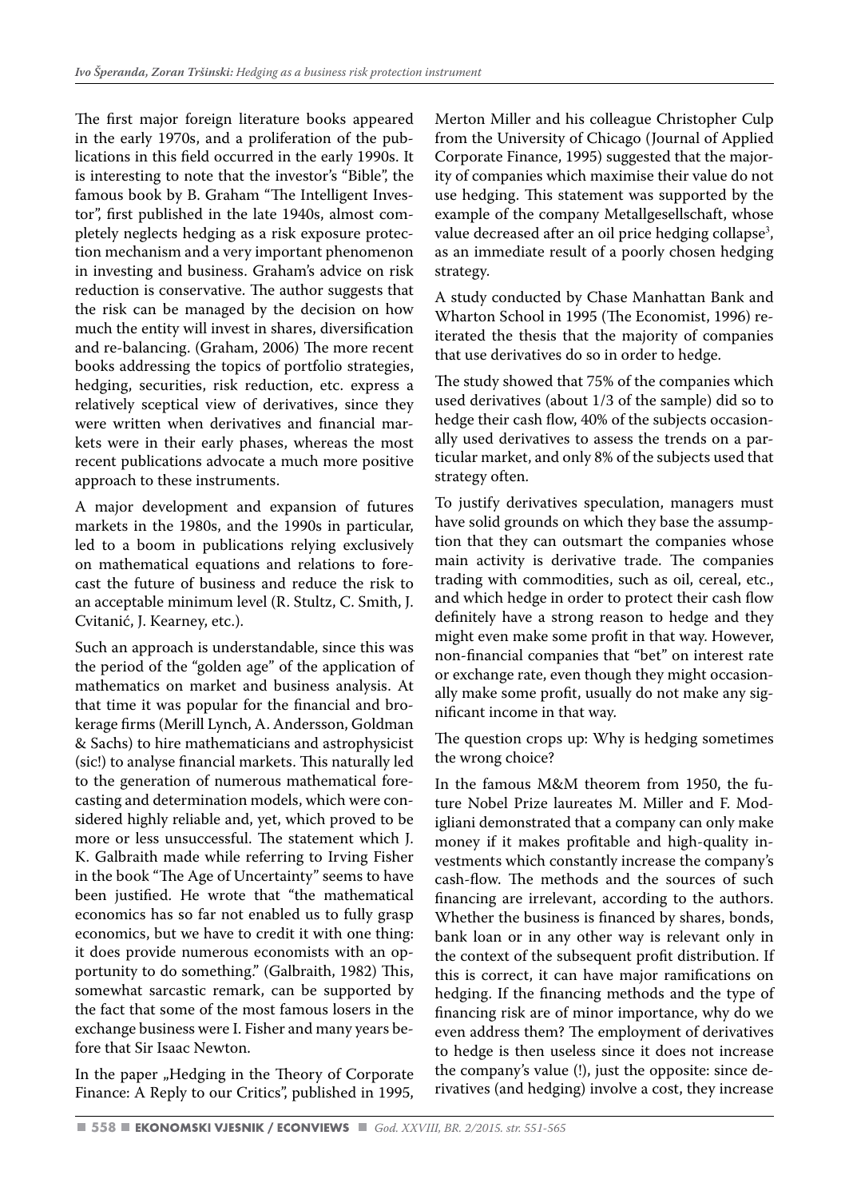The first major foreign literature books appeared in the early 1970s, and a proliferation of the publications in this field occurred in the early 1990s. It is interesting to note that the investor's "Bible", the famous book by B. Graham "The Intelligent Investor", first published in the late 1940s, almost completely neglects hedging as a risk exposure protection mechanism and a very important phenomenon in investing and business. Graham's advice on risk reduction is conservative. The author suggests that the risk can be managed by the decision on how much the entity will invest in shares, diversification and re-balancing. (Graham, 2006) The more recent books addressing the topics of portfolio strategies, hedging, securities, risk reduction, etc. express a relatively sceptical view of derivatives, since they were written when derivatives and financial markets were in their early phases, whereas the most recent publications advocate a much more positive approach to these instruments.

A major development and expansion of futures markets in the 1980s, and the 1990s in particular, led to a boom in publications relying exclusively on mathematical equations and relations to forecast the future of business and reduce the risk to an acceptable minimum level (R. Stultz, C. Smith, J. Cvitanić, J. Kearney, etc.).

Such an approach is understandable, since this was the period of the "golden age" of the application of mathematics on market and business analysis. At that time it was popular for the financial and brokerage firms (Merill Lynch, A. Andersson, Goldman & Sachs) to hire mathematicians and astrophysicist (sic!) to analyse financial markets. This naturally led to the generation of numerous mathematical forecasting and determination models, which were considered highly reliable and, yet, which proved to be more or less unsuccessful. The statement which J. K. Galbraith made while referring to Irving Fisher in the book "The Age of Uncertainty" seems to have been justified. He wrote that "the mathematical economics has so far not enabled us to fully grasp economics, but we have to credit it with one thing: it does provide numerous economists with an opportunity to do something." (Galbraith, 1982) This, somewhat sarcastic remark, can be supported by the fact that some of the most famous losers in the exchange business were I. Fisher and many years before that Sir Isaac Newton.

In the paper „Hedging in the Theory of Corporate Finance: A Reply to our Critics", published in 1995, Merton Miller and his colleague Christopher Culp from the University of Chicago (Journal of Applied Corporate Finance, 1995) suggested that the majority of companies which maximise their value do not use hedging. This statement was supported by the example of the company Metallgesellschaft, whose value decreased after an oil price hedging collapse[3], as an immediate result of a poorly chosen hedging strategy.

A study conducted by Chase Manhattan Bank and Wharton School in 1995 (The Economist, 1996) reiterated the thesis that the majority of companies that use derivatives do so in order to hedge.

The study showed that 75% of the companies which used derivatives (about 1/3 of the sample) did so to hedge their cash flow, 40% of the subjects occasionally used derivatives to assess the trends on a particular market, and only 8% of the subjects used that strategy often.

To justify derivatives speculation, managers must have solid grounds on which they base the assumption that they can outsmart the companies whose main activity is derivative trade. The companies trading with commodities, such as oil, cereal, etc., and which hedge in order to protect their cash flow definitely have a strong reason to hedge and they might even make some profit in that way. However, non-financial companies that "bet" on interest rate or exchange rate, even though they might occasionally make some profit, usually do not make any significant income in that way.

The question crops up: Why is hedging sometimes the wrong choice?

In the famous M&M theorem from 1950, the future Nobel Prize laureates M. Miller and F. Modigliani demonstrated that a company can only make money if it makes profitable and high-quality investments which constantly increase the company's cash-flow. The methods and the sources of such financing are irrelevant, according to the authors. Whether the business is financed by shares, bonds, bank loan or in any other way is relevant only in the context of the subsequent profit distribution. If this is correct, it can have major ramifications on hedging. If the financing methods and the type of financing risk are of minor importance, why do we even address them? The employment of derivatives to hedge is then useless since it does not increase the company's value (!), just the opposite: since derivatives (and hedging) involve a cost, they increase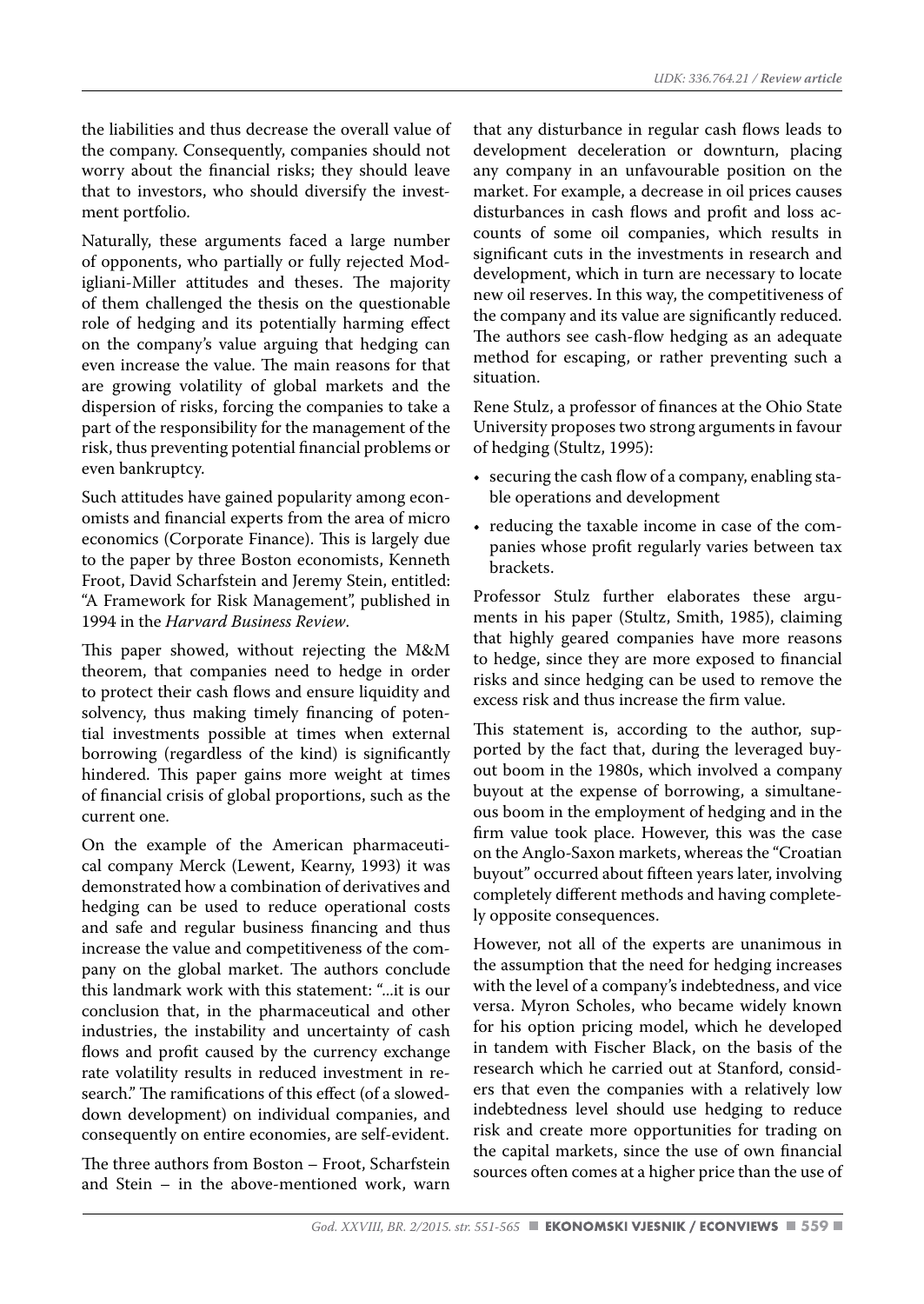the liabilities and thus decrease the overall value of the company. Consequently, companies should not worry about the financial risks; they should leave that to investors, who should diversify the investment portfolio.

Naturally, these arguments faced a large number of opponents, who partially or fully rejected Modigliani-Miller attitudes and theses. The majority of them challenged the thesis on the questionable role of hedging and its potentially harming effect on the company's value arguing that hedging can even increase the value. The main reasons for that are growing volatility of global markets and the dispersion of risks, forcing the companies to take a part of the responsibility for the management of the risk, thus preventing potential financial problems or even bankruptcy.

Such attitudes have gained popularity among economists and financial experts from the area of micro economics (Corporate Finance). This is largely due to the paper by three Boston economists, Kenneth Froot, David Scharfstein and Jeremy Stein, entitled: "A Framework for Risk Management", published in 1994 in the *Harvard Business Review*.

This paper showed, without rejecting the M&M theorem, that companies need to hedge in order to protect their cash flows and ensure liquidity and solvency, thus making timely financing of potential investments possible at times when external borrowing (regardless of the kind) is significantly hindered. This paper gains more weight at times of financial crisis of global proportions, such as the current one.

On the example of the American pharmaceutical company Merck (Lewent, Kearny, 1993) it was demonstrated how a combination of derivatives and hedging can be used to reduce operational costs and safe and regular business financing and thus increase the value and competitiveness of the company on the global market. The authors conclude this landmark work with this statement: "...it is our conclusion that, in the pharmaceutical and other industries, the instability and uncertainty of cash flows and profit caused by the currency exchange rate volatility results in reduced investment in research." The ramifications of this effect (of a slowed-down development) on individual companies, and consequently on entire economies, are self-evident.

The three authors from Boston – Froot, Scharfstein and Stein – in the above-mentioned work, warn that any disturbance in regular cash flows leads to development deceleration or downturn, placing any company in an unfavourable position on the market. For example, a decrease in oil prices causes disturbances in cash flows and profit and loss accounts of some oil companies, which results in significant cuts in the investments in research and development, which in turn are necessary to locate new oil reserves. In this way, the competitiveness of the company and its value are significantly reduced. The authors see cash-flow hedging as an adequate method for escaping, or rather preventing such a situation.

Rene Stulz, a professor of finances at the Ohio State University proposes two strong arguments in favour of hedging (Stulz, 1995):

- securing the cash flow of a company, enabling stable operations and development
- reducing the taxable income in case of the companies whose profit regularly varies between tax brackets.

Professor Stulz further elaborates these arguments in his paper (Stultz, Smith, 1985), claiming that highly geared companies have more reasons to hedge, since they are more exposed to financial risks and since hedging can be used to remove the excess risk and thus increase the firm value.

This statement is, according to the author, supported by the fact that, during the leveraged buyout boom in the 1980s, which involved a company buyout at the expense of borrowing, a simultaneous boom in the employment of hedging and in the firm value took place. However, this was the case on the Anglo-Saxon markets, whereas the "Croatian buyout" occurred about fifteen years later, involving completely different methods and having completely opposite consequences.

However, not all of the experts are unanimous in the assumption that the need for hedging increases with the level of a company's indebtedness, and vice versa. Myron Scholes, who became widely known for his option pricing model, which he developed in tandem with Fischer Black, on the basis of the research which he carried out at Stanford, considers that even the companies with a relatively low indebtedness level should use hedging to reduce risk and create more opportunities for trading on the capital markets, since the use of own financial sources often comes at a higher price than the use of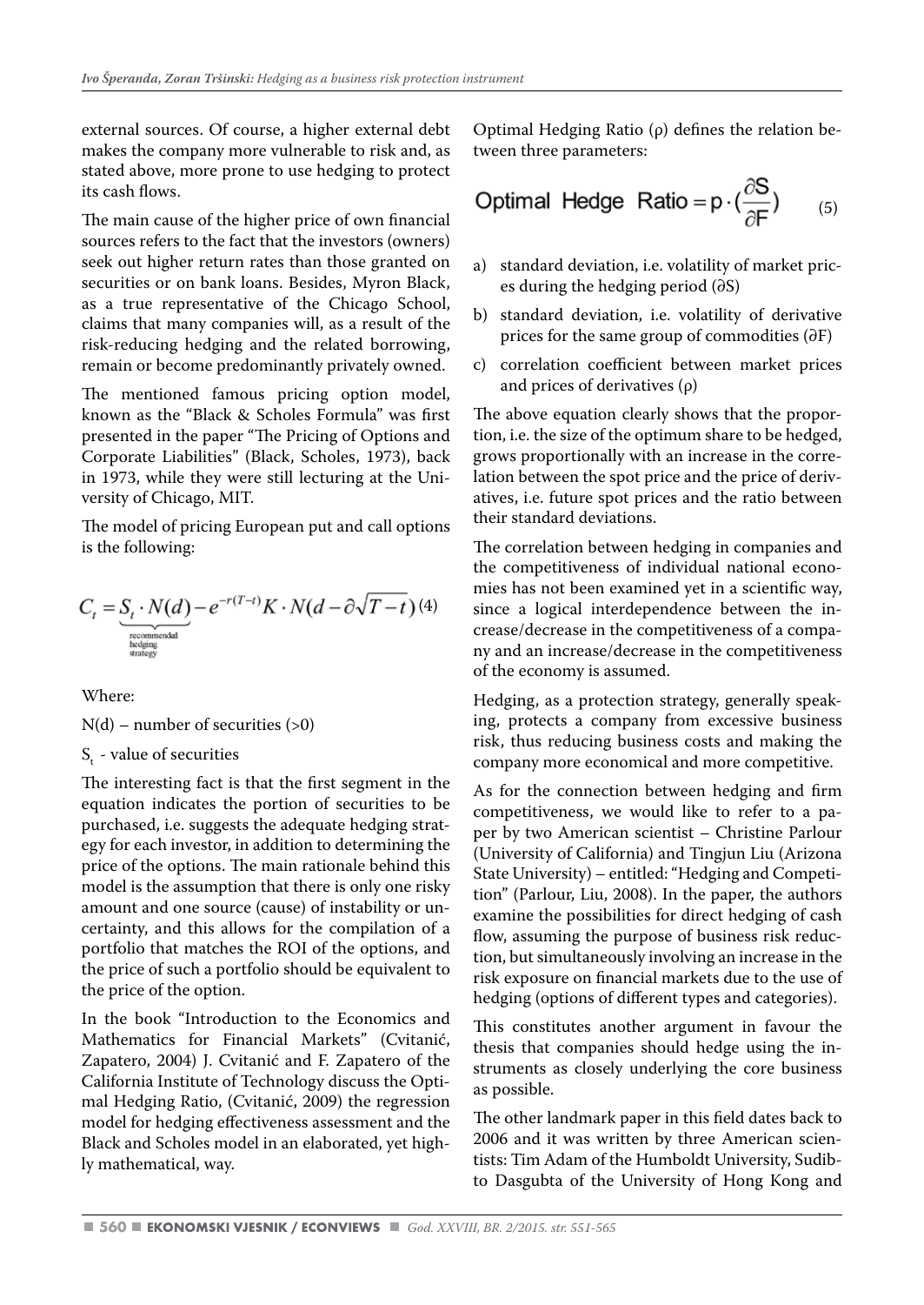external sources. Of course, a higher external debt makes the company more vulnerable to risk and, as stated above, more prone to use hedging to protect its cash flows.

The main cause of the higher price of own financial sources refers to the fact that the investors (owners) seek out higher return rates than those granted on securities or on bank loans. Besides, Myron Black, as a true representative of the Chicago School, claims that many companies will, as a result of the risk-reducing hedging and the related borrowing, remain or become predominantly privately owned.

The mentioned famous pricing option model, known as the "Black & Scholes Formula" was first presented in the paper "The Pricing of Options and Corporate Liabilities" (Black, Scholes, 1973), back in 1973, while they were still lecturing at the University of Chicago, MIT.

The model of pricing European put and call options is the following:

$$C_t = \underbrace{S_t \cdot N(d)}_{\substack{\text{recommendad} \\ \text{hedging} \\ \text{strategy}}} - e^{-r(T-t)} K \cdot N(d - \partial\sqrt{T-t}) \quad (4)$$

Where:

$N(d)$ – number of securities (>0)

$S_t$ - value of securities

The interesting fact is that the first segment in the equation indicates the portion of securities to be purchased, i.e. suggests the adequate hedging strategy for each investor, in addition to determining the price of the options. The main rationale behind this model is the assumption that there is only one risky amount and one source (cause) of instability or uncertainty, and this allows for the compilation of a portfolio that matches the ROI of the options, and the price of such a portfolio should be equivalent to the price of the option.

In the book "Introduction to the Economics and Mathematics for Financial Markets" (Cvitanić, Zapatero, 2004) J. Cvitanić and F. Zapatero of the California Institute of Technology discuss the Optimal Hedging Ratio, (Cvitanić, 2009) the regression model for hedging effectiveness assessment and the Black and Scholes model in an elaborated, yet highly mathematical, way.

Optimal Hedging Ratio (ρ) defines the relation between three parameters:

$$\text{Optimal Hedge Ratio} = p \cdot \left(\frac{\partial S}{\partial F}\right) \quad (5)$$

a) standard deviation, i.e. volatility of market prices during the hedging period (∂S)
b) standard deviation, i.e. volatility of derivative prices for the same group of commodities (∂F)
c) correlation coefficient between market prices and prices of derivatives (ρ)

The above equation clearly shows that the proportion, i.e. the size of the optimum share to be hedged, grows proportionally with an increase in the correlation between the spot price and the price of derivatives, i.e. future spot prices and the ratio between their standard deviations.

The correlation between hedging in companies and the competitiveness of individual national economies has not been examined yet in a scientific way, since a logical interdependence between the increase/decrease in the competitiveness of a company and an increase/decrease in the competitiveness of the economy is assumed.

Hedging, as a protection strategy, generally speaking, protects a company from excessive business risk, thus reducing business costs and making the company more economical and more competitive.

As for the connection between hedging and firm competitiveness, we would like to refer to a paper by two American scientist – Christine Parlour (University of California) and Tingjun Liu (Arizona State University) – entitled: "Hedging and Competition" (Parlour, Liu, 2008). In the paper, the authors examine the possibilities for direct hedging of cash flow, assuming the purpose of business risk reduction, but simultaneously involving an increase in the risk exposure on financial markets due to the use of hedging (options of different types and categories).

This constitutes another argument in favour the thesis that companies should hedge using the instruments as closely underlying the core business as possible.

The other landmark paper in this field dates back to 2006 and it was written by three American scientists: Tim Adam of the Humboldt University, Sudibto Dasgubta of the University of Hong Kong and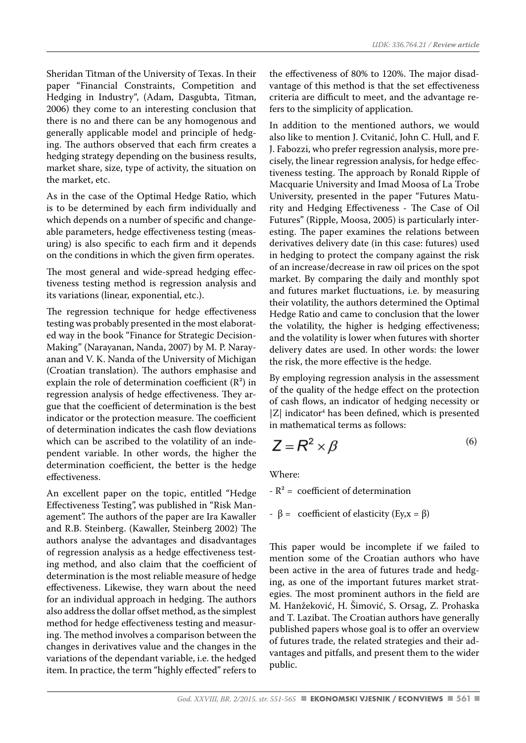Sheridan Titman of the University of Texas. In their paper "Financial Constraints, Competition and Hedging in Industry", (Adam, Dasgubta, Titman, 2006) they come to an interesting conclusion that there is no and there can be any homogenous and generally applicable model and principle of hedging. The authors observed that each firm creates a hedging strategy depending on the business results, market share, size, type of activity, the situation on the market, etc.

As in the case of the Optimal Hedge Ratio, which is to be determined by each firm individually and which depends on a number of specific and changeable parameters, hedge effectiveness testing (measuring) is also specific to each firm and it depends on the conditions in which the given firm operates.

The most general and wide-spread hedging effectiveness testing method is regression analysis and its variations (linear, exponential, etc.).

The regression technique for hedge effectiveness testing was probably presented in the most elaborated way in the book "Finance for Strategic Decision-Making" (Narayanan, Nanda, 2007) by M. P. Narayanan and V. K. Nanda of the University of Michigan (Croatian translation). The authors emphasise and explain the role of determination coefficient ($R^2$) in regression analysis of hedge effectiveness. They argue that the coefficient of determination is the best indicator or the protection measure. The coefficient of determination indicates the cash flow deviations which can be ascribed to the volatility of an independent variable. In other words, the higher the determination coefficient, the better is the hedge effectiveness.

An excellent paper on the topic, entitled "Hedge Effectiveness Testing", was published in "Risk Management". The authors of the paper are Ira Kawaller and R.B. Steinberg. (Kawaller, Steinberg 2002) The authors analyse the advantages and disadvantages of regression analysis as a hedge effectiveness testing method, and also claim that the coefficient of determination is the most reliable measure of hedge effectiveness. Likewise, they warn about the need for an individual approach in hedging. The authors also address the dollar offset method, as the simplest method for hedge effectiveness testing and measuring. The method involves a comparison between the changes in derivatives value and the changes in the variations of the dependant variable, i.e. the hedged item. In practice, the term "highly effected" refers to the effectiveness of 80% to 120%. The major disadvantage of this method is that the set effectiveness criteria are difficult to meet, and the advantage refers to the simplicity of application.

In addition to the mentioned authors, we would also like to mention J. Cvitanić, John C. Hull, and F. J. Fabozzi, who prefer regression analysis, more precisely, the linear regression analysis, for hedge effectiveness testing. The approach by Ronald Ripple of Macquarie University and Imad Moosa of La Trobe University, presented in the paper "Futures Maturity and Hedging Effectiveness - The Case of Oil Futures" (Ripple, Moosa, 2005) is particularly interesting. The paper examines the relations between derivatives delivery date (in this case: futures) used in hedging to protect the company against the risk of an increase/decrease in raw oil prices on the spot market. By comparing the daily and monthly spot and futures market fluctuations, i.e. by measuring their volatility, the authors determined the Optimal Hedge Ratio and came to conclusion that the lower the volatility, the higher is hedging effectiveness; and the volatility is lower when futures with shorter delivery dates are used. In other words: the lower the risk, the more effective is the hedge.

By employing regression analysis in the assessment of the quality of the hedge effect on the protection of cash flows, an indicator of hedging necessity or |Z| indicator[4] has been defined, which is presented in mathematical terms as follows:

$$Z = R^2 \times \beta \tag{6}$$

Where:

- $R^2$ = coefficient of determination

- $\beta$ = coefficient of elasticity ($E_{y,x} = \beta$)

This paper would be incomplete if we failed to mention some of the Croatian authors who have been active in the area of futures trade and hedging, as one of the important futures market strategies. The most prominent authors in the field are M. Hanžeković, H. Šimović, S. Orsag, Z. Prohaska and T. Lazibat. The Croatian authors have generally published papers whose goal is to offer an overview of futures trade, the related strategies and their advantages and pitfalls, and present them to the wider public.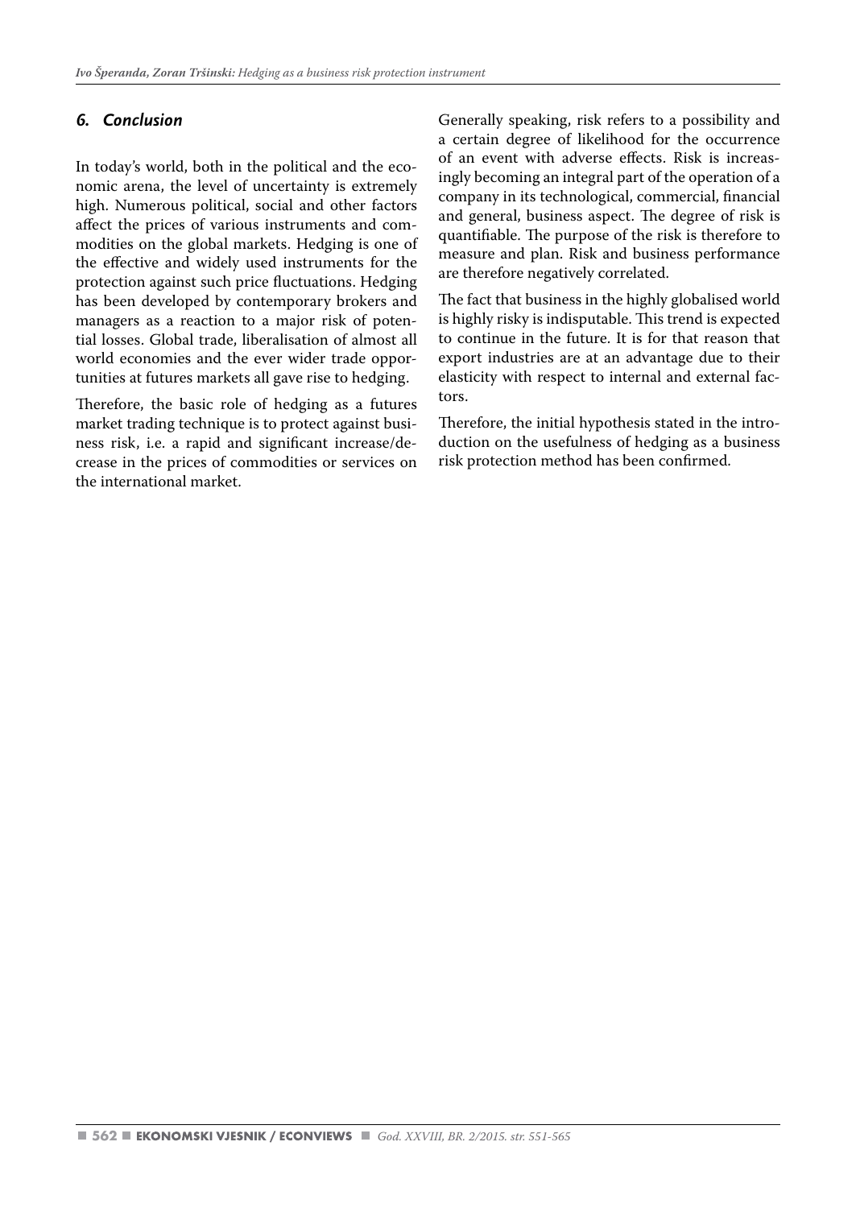## 6. Conclusion

In today's world, both in the political and the economic arena, the level of uncertainty is extremely high. Numerous political, social and other factors affect the prices of various instruments and commodities on the global markets. Hedging is one of the effective and widely used instruments for the protection against such price fluctuations. Hedging has been developed by contemporary brokers and managers as a reaction to a major risk of potential losses. Global trade, liberalisation of almost all world economies and the ever wider trade opportunities at futures markets all gave rise to hedging.

Therefore, the basic role of hedging as a futures market trading technique is to protect against business risk, i.e. a rapid and significant increase/decrease in the prices of commodities or services on the international market.

Generally speaking, risk refers to a possibility and a certain degree of likelihood for the occurrence of an event with adverse effects. Risk is increasingly becoming an integral part of the operation of a company in its technological, commercial, financial and general, business aspect. The degree of risk is quantifiable. The purpose of the risk is therefore to measure and plan. Risk and business performance are therefore negatively correlated.

The fact that business in the highly globalised world is highly risky is indisputable. This trend is expected to continue in the future. It is for that reason that export industries are at an advantage due to their elasticity with respect to internal and external factors.

Therefore, the initial hypothesis stated in the introduction on the usefulness of hedging as a business risk protection method has been confirmed.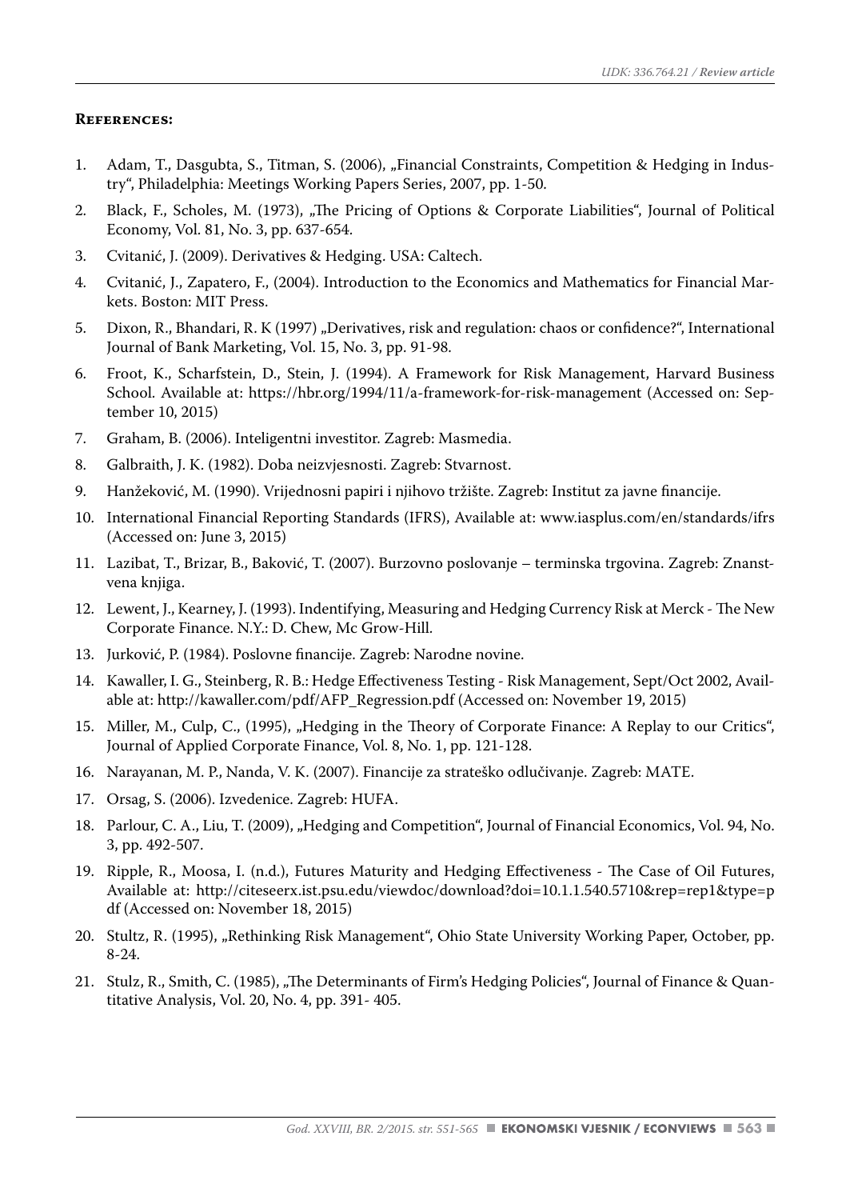## References:

1. Adam, T., Dasgubta, S., Titman, S. (2006), „Financial Constraints, Competition & Hedging in Industry", Philadelphia: Meetings Working Papers Series, 2007, pp. 1-50.
2. Black, F., Scholes, M. (1973), „The Pricing of Options & Corporate Liabilities", Journal of Political Economy, Vol. 81, No. 3, pp. 637-654.
3. Cvitanić, J. (2009). Derivatives & Hedging. USA: Caltech.
4. Cvitanić, J., Zapatero, F., (2004). Introduction to the Economics and Mathematics for Financial Markets. Boston: MIT Press.
5. Dixon, R., Bhandari, R. K (1997) „Derivatives, risk and regulation: chaos or confidence?", International Journal of Bank Marketing, Vol. 15, No. 3, pp. 91-98.
6. Froot, K., Scharfstein, D., Stein, J. (1994). A Framework for Risk Management, Harvard Business School. Available at: https://hbr.org/1994/11/a-framework-for-risk-management (Accessed on: September 10, 2015)
7. Graham, B. (2006). Inteligentni investitor. Zagreb: Masmedia.
8. Galbraith, J. K. (1982). Doba neizvjesnosti. Zagreb: Stvarnost.
9. Hanžeković, M. (1990). Vrijednosni papiri i njihovo tržište. Zagreb: Institut za javne financije.
10. International Financial Reporting Standards (IFRS), Available at: www.iasplus.com/en/standards/ifrs (Accessed on: June 3, 2015)
11. Lazibat, T., Brizar, B., Baković, T. (2007). Burzovno poslovanje – terminska trgovina. Zagreb: Znanstvena knjiga.
12. Lewent, J., Kearney, J. (1993). Indentifying, Measuring and Hedging Currency Risk at Merck - The New Corporate Finance. N.Y.: D. Chew, Mc Grow-Hill.
13. Jurković, P. (1984). Poslovne financije. Zagreb: Narodne novine.
14. Kawaller, I. G., Steinberg, R. B.: Hedge Effectiveness Testing - Risk Management, Sept/Oct 2002, Available at: http://kawaller.com/pdf/AFP_Regression.pdf (Accessed on: November 19, 2015)
15. Miller, M., Culp, C., (1995), „Hedging in the Theory of Corporate Finance: A Replay to our Critics", Journal of Applied Corporate Finance, Vol. 8, No. 1, pp. 121-128.
16. Narayanan, M. P., Nanda, V. K. (2007). Financije za strateško odlučivanje. Zagreb: MATE.
17. Orsag, S. (2006). Izvedenice. Zagreb: HUFA.
18. Parlour, C. A., Liu, T. (2009), „Hedging and Competition", Journal of Financial Economics, Vol. 94, No. 3, pp. 492-507.
19. Ripple, R., Moosa, I. (n.d.), Futures Maturity and Hedging Effectiveness - The Case of Oil Futures, Available at: http://citeseerx.ist.psu.edu/viewdoc/download?doi=10.1.1.540.5710&rep=rep1&type=pdf (Accessed on: November 18, 2015)
20. Stultz, R. (1995), „Rethinking Risk Management", Ohio State University Working Paper, October, pp. 8-24.
21. Stulz, R., Smith, C. (1985), „The Determinants of Firm's Hedging Policies", Journal of Finance & Quantitative Analysis, Vol. 20, No. 4, pp. 391- 405.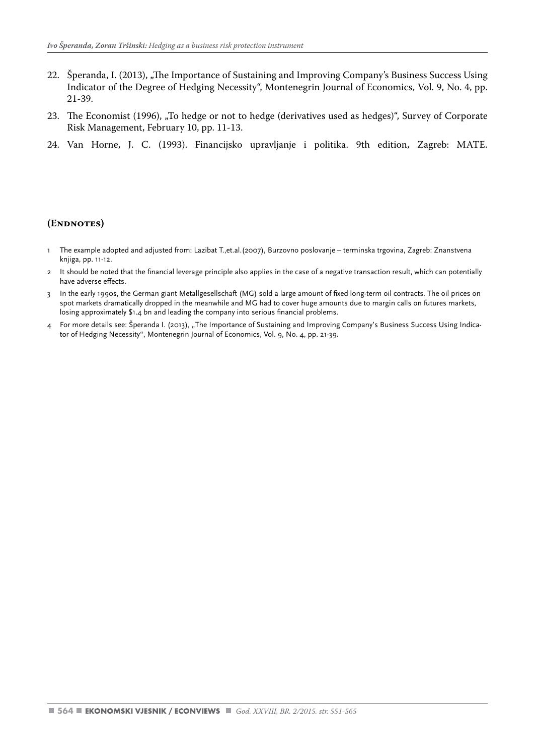22. Šperanda, I. (2013), „The Importance of Sustaining and Improving Company's Business Success Using Indicator of the Degree of Hedging Necessity", Montenegrin Journal of Economics, Vol. 9, No. 4, pp. 21-39.

23. The Economist (1996), „To hedge or not to hedge (derivatives used as hedges)", Survey of Corporate Risk Management, February 10, pp. 11-13.

24. Van Horne, J. C. (1993). Financijsko upravljanje i politika. 9th edition, Zagreb: MATE.

## (Endnotes)

1. The example adopted and adjusted from: Lazibat T.,et.al.(2007), Burzovno poslovanje – terminska trgovina, Zagreb: Znanstvena knjiga, pp. 11-12.
2. It should be noted that the financial leverage principle also applies in the case of a negative transaction result, which can potentially have adverse effects.
3. In the early 1990s, the German giant Metallgesellschaft (MG) sold a large amount of fixed long-term oil contracts. The oil prices on spot markets dramatically dropped in the meanwhile and MG had to cover huge amounts due to margin calls on futures markets, losing approximately $1.4 bn and leading the company into serious financial problems.
4. For more details see: Šperanda I. (2013), „The Importance of Sustaining and Improving Company's Business Success Using Indicator of Hedging Necessity", Montenegrin Journal of Economics, Vol. 9, No. 4, pp. 21-39.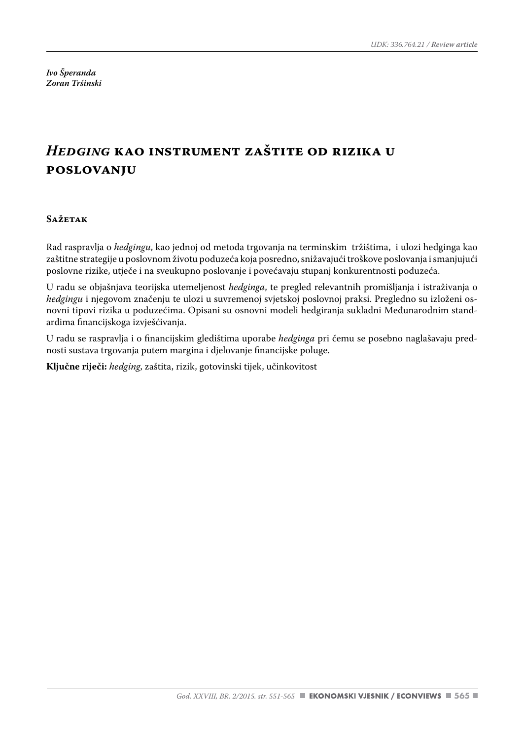UDK: 336.764.21 / *Review article*

***Ivo Šperanda***
***Zoran Tršinski***

# *Hedging* kao instrument zaštite od rizika u poslovanju

## Sažetak

Rad raspravlja o *hedgingu*, kao jednoj od metoda trgovanja na terminskim tržištima, i ulozi hedginga kao zaštitne strategije u poslovnom životu poduzeća koja posredno, snižavajući troškove poslovanja i smanjujući poslovne rizike, utječe i na sveukupno poslovanje i povećavaju stupanj konkurentnosti poduzeća.

U radu se objašnjava teorijska utemeljenost *hedginga*, te pregled relevantnih promišljanja i istraživanja o *hedgingu* i njegovom značenju te ulozi u suvremenoj svjetskoj poslovnoj praksi. Pregledno su izloženi osnovni tipovi rizika u poduzećima. Opisani su osnovni modeli hedgiranja sukladni Međunarodnim standardima financijskoga izvješćivanja.

U radu se raspravlja i o financijskim gledištima uporabe *hedginga* pri čemu se posebno naglašavaju prednosti sustava trgovanja putem margina i djelovanje financijske poluge.

**Ključne riječi:** *hedging*, zaštita, rizik, gotovinski tijek, učinkovitost